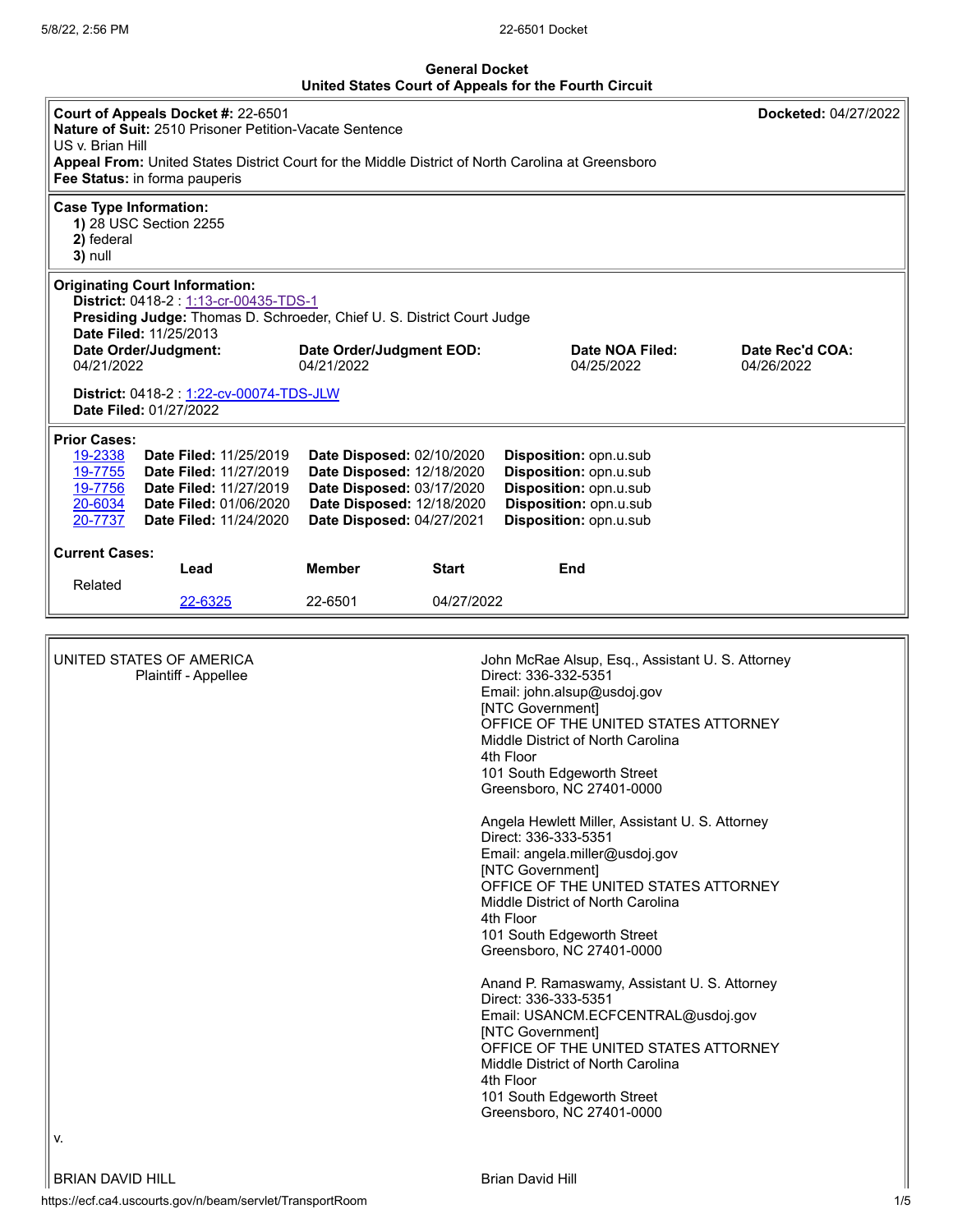**General Docket**
**United States Court of Appeals for the Fourth Circuit**

**Court of Appeals Docket #:** 22-6501 **Docketed:** 04/27/2022
**Nature of Suit:** 2510 Prisoner Petition-Vacate Sentence
US v. Brian Hill
**Appeal From:** United States District Court for the Middle District of North Carolina at Greensboro
**Fee Status:** in forma pauperis

**Case Type Information:**
1) 28 USC Section 2255
2) federal
3) null

**Originating Court Information:**
**District:** 0418-2 : 1:13-cr-00435-TDS-1
**Presiding Judge:** Thomas D. Schroeder, Chief U. S. District Court Judge
**Date Filed:** 11/25/2013

| Date Order/Judgment: | Date Order/Judgment EOD: | Date NOA Filed: | Date Rec'd COA: |
|---|---|---|---|
| 04/21/2022 | 04/21/2022 | 04/25/2022 | 04/26/2022 |

**District:** 0418-2 : 1:22-cv-00074-TDS-JLW
**Date Filed:** 01/27/2022

**Prior Cases:**

| | | | |
|---|---|---|---|
| 19-2338 | **Date Filed:** 11/25/2019 | **Date Disposed:** 02/10/2020 | **Disposition:** opn.u.sub |
| 19-7755 | **Date Filed:** 11/27/2019 | **Date Disposed:** 12/18/2020 | **Disposition:** opn.u.sub |
| 19-7756 | **Date Filed:** 11/27/2019 | **Date Disposed:** 03/17/2020 | **Disposition:** opn.u.sub |
| 20-6034 | **Date Filed:** 01/06/2020 | **Date Disposed:** 12/18/2020 | **Disposition:** opn.u.sub |
| 20-7737 | **Date Filed:** 11/24/2020 | **Date Disposed:** 04/27/2021 | **Disposition:** opn.u.sub |

**Current Cases:**

| | Lead | Member | Start | End |
|---|---|---|---|---|
| Related | 22-6325 | 22-6501 | 04/27/2022 | |

UNITED STATES OF AMERICA
Plaintiff - Appellee

John McRae Alsup, Esq., Assistant U. S. Attorney
Direct: 336-332-5351
Email: john.alsup@usdoj.gov
[NTC Government]
OFFICE OF THE UNITED STATES ATTORNEY
Middle District of North Carolina
4th Floor
101 South Edgeworth Street
Greensboro, NC 27401-0000

Angela Hewlett Miller, Assistant U. S. Attorney
Direct: 336-333-5351
Email: angela.miller@usdoj.gov
[NTC Government]
OFFICE OF THE UNITED STATES ATTORNEY
Middle District of North Carolina
4th Floor
101 South Edgeworth Street
Greensboro, NC 27401-0000

Anand P. Ramaswamy, Assistant U. S. Attorney
Direct: 336-333-5351
Email: USANCM.ECFCENTRAL@usdoj.gov
[NTC Government]
OFFICE OF THE UNITED STATES ATTORNEY
Middle District of North Carolina
4th Floor
101 South Edgeworth Street
Greensboro, NC 27401-0000

v.

BRIAN DAVID HILL

Brian David Hill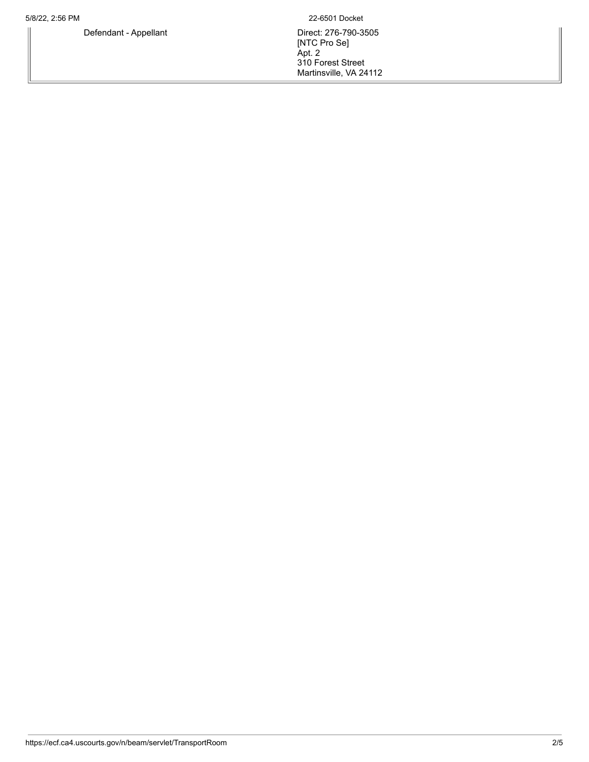| | |
|---|---|
| Defendant - Appellant | Direct: 276-790-3505<br>[NTC Pro Se]<br>Apt. 2<br>310 Forest Street<br>Martinsville, VA 24112 |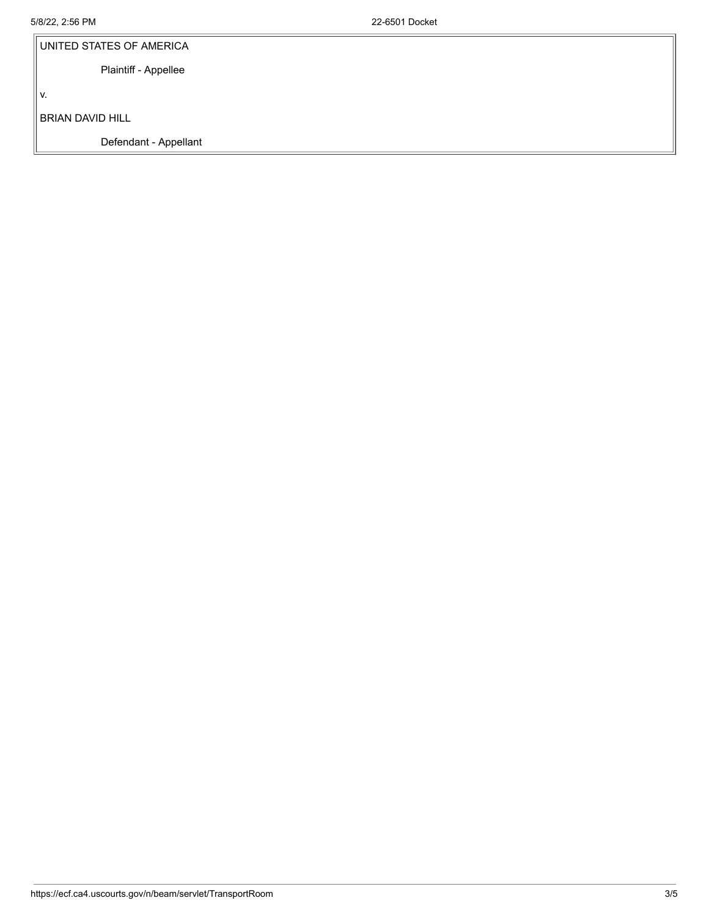UNITED STATES OF AMERICA

Plaintiff - Appellee

v.

BRIAN DAVID HILL

Defendant - Appellant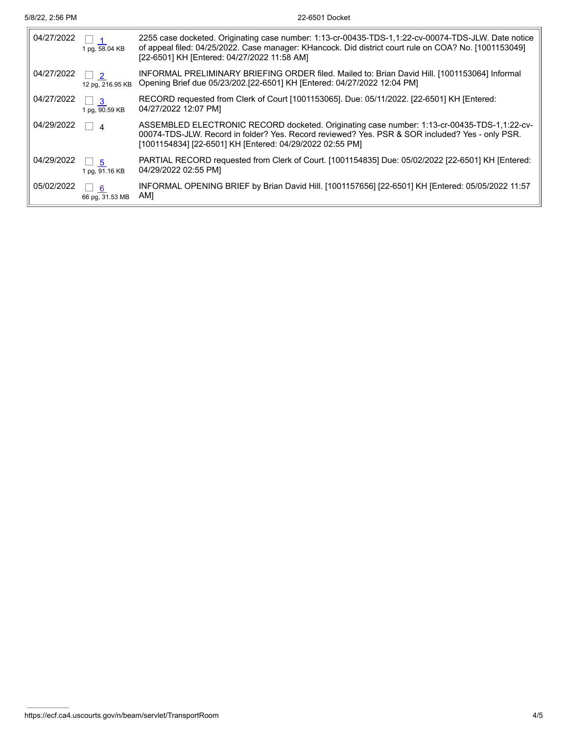| | | |
|---|---|---|
| 04/27/2022 | 1<br>1 pg, 58.04 KB | 2255 case docketed. Originating case number: 1:13-cr-00435-TDS-1,1:22-cv-00074-TDS-JLW. Date notice of appeal filed: 04/25/2022. Case manager: KHancock. Did district court rule on COA? No. [1001153049] [22-6501] KH [Entered: 04/27/2022 11:58 AM] |
| 04/27/2022 | 2<br>12 pg, 216.95 KB | INFORMAL PRELIMINARY BRIEFING ORDER filed. Mailed to: Brian David Hill. [1001153064] Informal Opening Brief due 05/23/202.[22-6501] KH [Entered: 04/27/2022 12:04 PM] |
| 04/27/2022 | 3<br>1 pg, 90.59 KB | RECORD requested from Clerk of Court [1001153065]. Due: 05/11/2022. [22-6501] KH [Entered: 04/27/2022 12:07 PM] |
| 04/29/2022 | 4 | ASSEMBLED ELECTRONIC RECORD docketed. Originating case number: 1:13-cr-00435-TDS-1,1:22-cv-00074-TDS-JLW. Record in folder? Yes. Record reviewed? Yes. PSR & SOR included? Yes - only PSR. [1001154834] [22-6501] KH [Entered: 04/29/2022 02:55 PM] |
| 04/29/2022 | 5<br>1 pg, 91.16 KB | PARTIAL RECORD requested from Clerk of Court. [1001154835] Due: 05/02/2022 [22-6501] KH [Entered: 04/29/2022 02:55 PM] |
| 05/02/2022 | 6<br>66 pg, 31.53 MB | INFORMAL OPENING BRIEF by Brian David Hill. [1001157656] [22-6501] KH [Entered: 05/05/2022 11:57 AM] |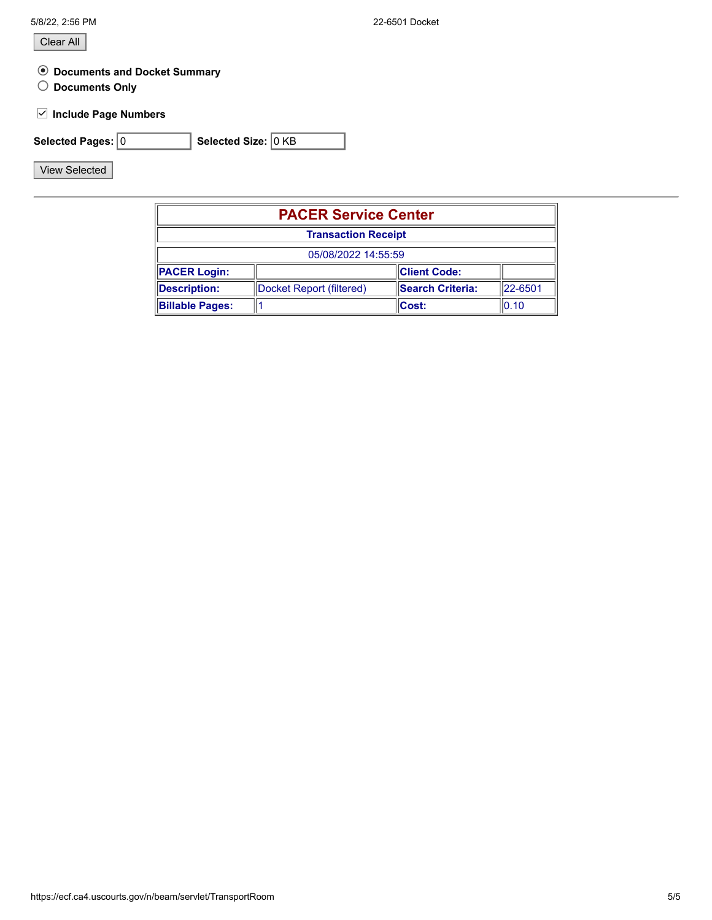Clear All

( ) Documents and Docket Summary
( ) Documents Only

[x] Include Page Numbers

**Selected Pages:** 0 **Selected Size:** 0 KB

View Selected

---

| PACER Service Center | | | |
|---|---|---|---|
| **Transaction Receipt** | | | |
| 05/08/2022 14:55:59 | | | |
| **PACER Login:** | | **Client Code:** | |
| **Description:** | Docket Report (filtered) | **Search Criteria:** | 22-6501 |
| **Billable Pages:** | 1 | **Cost:** | 0.10 |